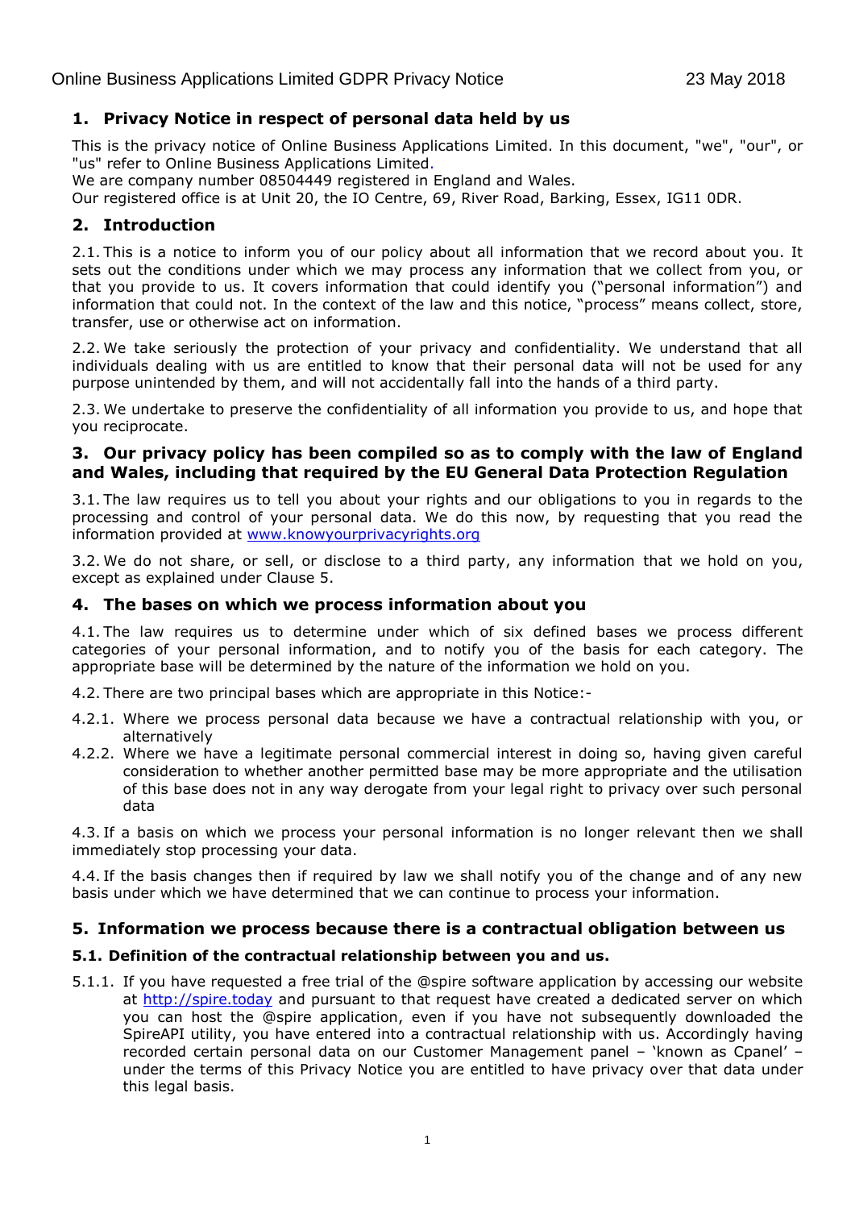# 1. Privacy Notice in respect of personal data held by us

This is the privacy notice of Online Business Applications Limited. In this document, "we", "our", or "us" refer to Online Business Applications Limited.

We are company number 08504449 registered in England and Wales.

Our registered office is at Unit 20, the IO Centre, 69, River Road, Barking, Essex, IG11 0DR.

# 2. Introduction

2.1. This is a notice to inform you of our policy about all information that we record about you. It sets out the conditions under which we may process any information that we collect from you, or that you provide to us. It covers information that could identify you ("personal information") and information that could not. In the context of the law and this notice, "process" means collect, store, transfer, use or otherwise act on information.

2.2. We take seriously the protection of your privacy and confidentiality. We understand that all individuals dealing with us are entitled to know that their personal data will not be used for any purpose unintended by them, and will not accidentally fall into the hands of a third party.

2.3. We undertake to preserve the confidentiality of all information you provide to us, and hope that you reciprocate.

# 3. Our privacy policy has been compiled so as to comply with the law of England and Wales, including that required by the EU General Data Protection Regulation

3.1. The law requires us to tell you about your rights and our obligations to you in regards to the processing and control of your personal data. We do this now, by requesting that you read the information provided at [www.knowyourprivacyrights.org](http://www.knowyourprivacyrights.org)

3.2. We do not share, or sell, or disclose to a third party, any information that we hold on you, except as explained under Clause 5.

# 4. The bases on which we process information about you

4.1. The law requires us to determine under which of six defined bases we process different categories of your personal information, and to notify you of the basis for each category. The appropriate base will be determined by the nature of the information we hold on you.

4.2. There are two principal bases which are appropriate in this Notice:-

4.2.1. Where we process personal data because we have a contractual relationship with you, or alternatively

4.2.2. Where we have a legitimate personal commercial interest in doing so, having given careful consideration to whether another permitted base may be more appropriate and the utilisation of this base does not in any way derogate from your legal right to privacy over such personal data

4.3. If a basis on which we process your personal information is no longer relevant then we shall immediately stop processing your data.

4.4. If the basis changes then if required by law we shall notify you of the change and of any new basis under which we have determined that we can continue to process your information.

# 5. Information we process because there is a contractual obligation between us

## 5.1. Definition of the contractual relationship between you and us.

5.1.1. If you have requested a free trial of the @spire software application by accessing our website at [http://spire.today](http://spire.today) and pursuant to that request have created a dedicated server on which you can host the @spire application, even if you have not subsequently downloaded the SpireAPI utility, you have entered into a contractual relationship with us. Accordingly having recorded certain personal data on our Customer Management panel – 'known as Cpanel' – under the terms of this Privacy Notice you are entitled to have privacy over that data under this legal basis.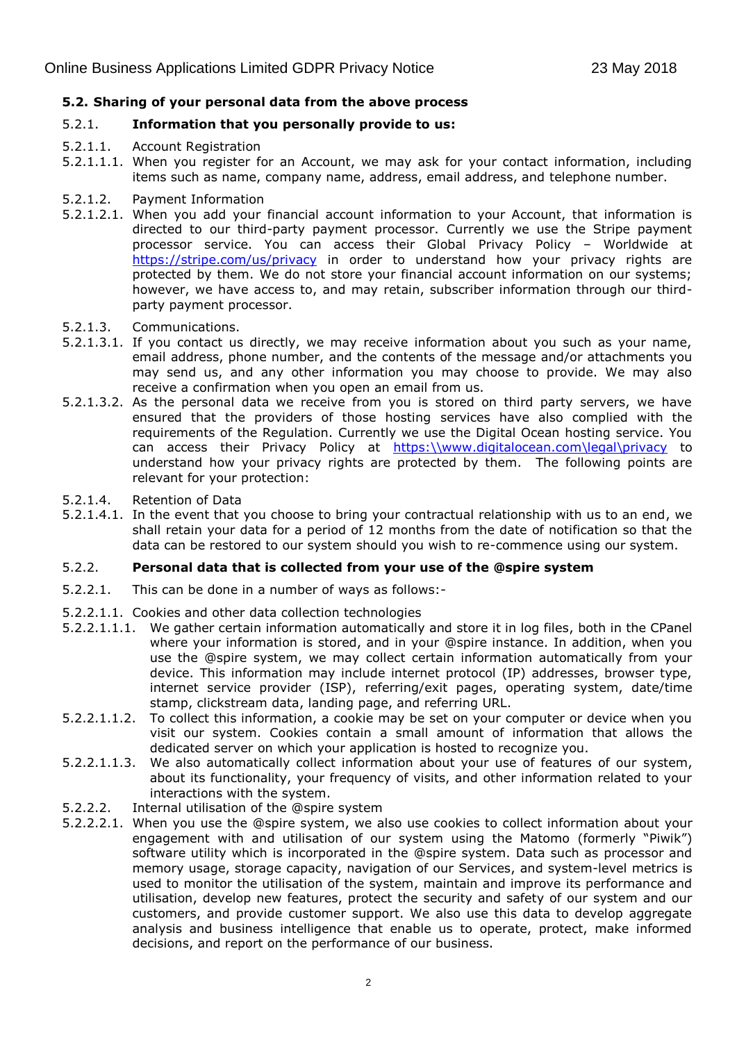### 5.2. Sharing of your personal data from the above process

5.2.1. **Information that you personally provide to us:**

5.2.1.1. Account Registration

5.2.1.1.1. When you register for an Account, we may ask for your contact information, including items such as name, company name, address, email address, and telephone number.

5.2.1.2. Payment Information

5.2.1.2.1. When you add your financial account information to your Account, that information is directed to our third-party payment processor. Currently we use the Stripe payment processor service. You can access their Global Privacy Policy – Worldwide at https://stripe.com/us/privacy in order to understand how your privacy rights are protected by them. We do not store your financial account information on our systems; however, we have access to, and may retain, subscriber information through our third-party payment processor.

5.2.1.3. Communications.

5.2.1.3.1. If you contact us directly, we may receive information about you such as your name, email address, phone number, and the contents of the message and/or attachments you may send us, and any other information you may choose to provide. We may also receive a confirmation when you open an email from us.

5.2.1.3.2. As the personal data we receive from you is stored on third party servers, we have ensured that the providers of those hosting services have also complied with the requirements of the Regulation. Currently we use the Digital Ocean hosting service. You can access their Privacy Policy at https:\\www.digitalocean.com\legal\privacy to understand how your privacy rights are protected by them. The following points are relevant for your protection:

5.2.1.4. Retention of Data

5.2.1.4.1. In the event that you choose to bring your contractual relationship with us to an end, we shall retain your data for a period of 12 months from the date of notification so that the data can be restored to our system should you wish to re-commence using our system.

5.2.2. **Personal data that is collected from your use of the @spire system**

5.2.2.1. This can be done in a number of ways as follows:-

5.2.2.1.1. Cookies and other data collection technologies

5.2.2.1.1.1. We gather certain information automatically and store it in log files, both in the CPanel where your information is stored, and in your @spire instance. In addition, when you use the @spire system, we may collect certain information automatically from your device. This information may include internet protocol (IP) addresses, browser type, internet service provider (ISP), referring/exit pages, operating system, date/time stamp, clickstream data, landing page, and referring URL.

5.2.2.1.1.2. To collect this information, a cookie may be set on your computer or device when you visit our system. Cookies contain a small amount of information that allows the dedicated server on which your application is hosted to recognize you.

5.2.2.1.1.3. We also automatically collect information about your use of features of our system, about its functionality, your frequency of visits, and other information related to your interactions with the system.

5.2.2.2. Internal utilisation of the @spire system

5.2.2.2.1. When you use the @spire system, we also use cookies to collect information about your engagement with and utilisation of our system using the Matomo (formerly "Piwik") software utility which is incorporated in the @spire system. Data such as processor and memory usage, storage capacity, navigation of our Services, and system-level metrics is used to monitor the utilisation of the system, maintain and improve its performance and utilisation, develop new features, protect the security and safety of our system and our customers, and provide customer support. We also use this data to develop aggregate analysis and business intelligence that enable us to operate, protect, make informed decisions, and report on the performance of our business.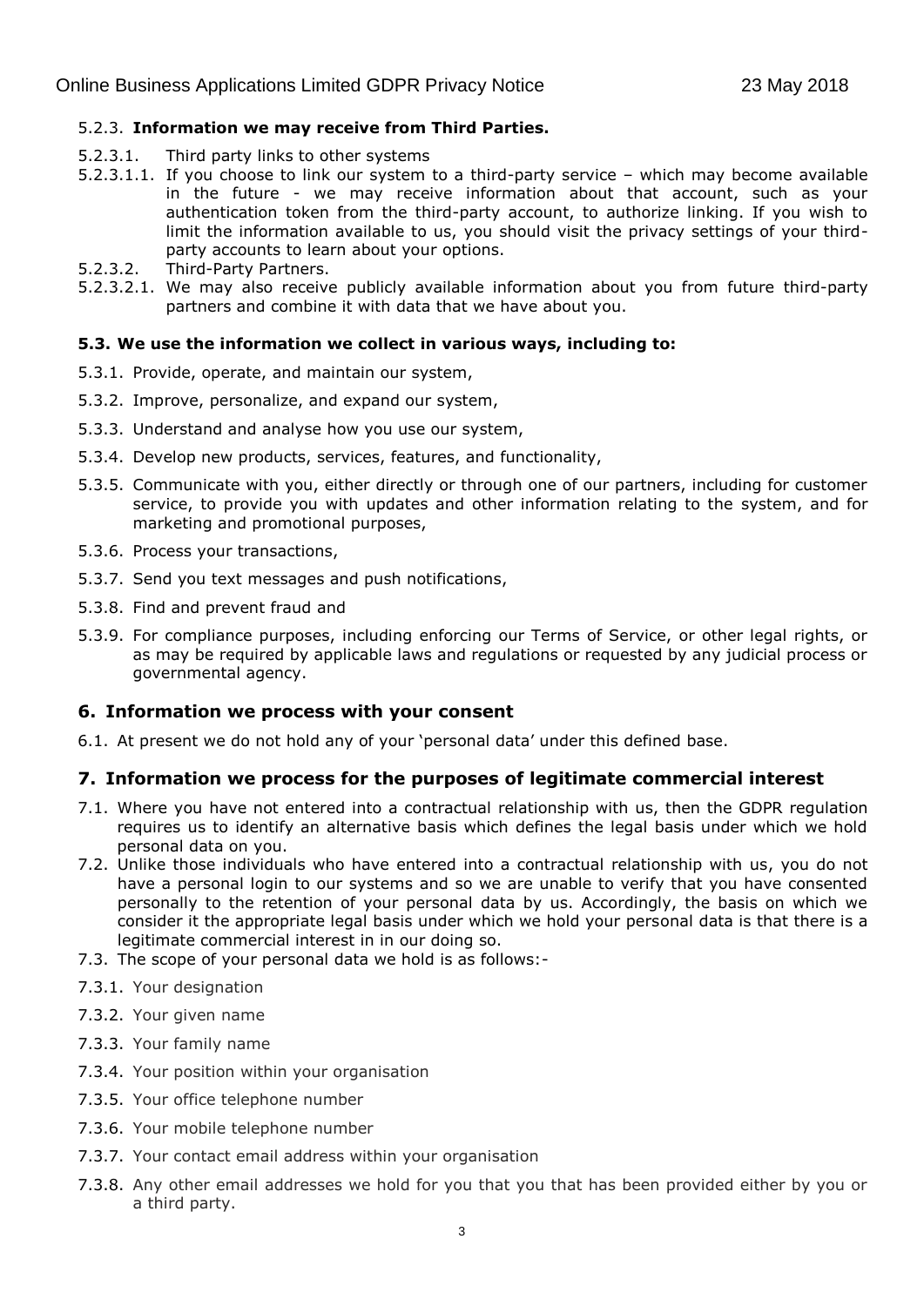5.2.3. **Information we may receive from Third Parties.**

5.2.3.1. Third party links to other systems

5.2.3.1.1. If you choose to link our system to a third-party service – which may become available in the future - we may receive information about that account, such as your authentication token from the third-party account, to authorize linking. If you wish to limit the information available to us, you should visit the privacy settings of your third-party accounts to learn about your options.

5.2.3.2. Third-Party Partners.

5.2.3.2.1. We may also receive publicly available information about you from future third-party partners and combine it with data that we have about you.

**5.3. We use the information we collect in various ways, including to:**

5.3.1. Provide, operate, and maintain our system,

5.3.2. Improve, personalize, and expand our system,

5.3.3. Understand and analyse how you use our system,

5.3.4. Develop new products, services, features, and functionality,

5.3.5. Communicate with you, either directly or through one of our partners, including for customer service, to provide you with updates and other information relating to the system, and for marketing and promotional purposes,

5.3.6. Process your transactions,

5.3.7. Send you text messages and push notifications,

5.3.8. Find and prevent fraud and

5.3.9. For compliance purposes, including enforcing our Terms of Service, or other legal rights, or as may be required by applicable laws and regulations or requested by any judicial process or governmental agency.

## 6. Information we process with your consent

6.1. At present we do not hold any of your 'personal data' under this defined base.

## 7. Information we process for the purposes of legitimate commercial interest

7.1. Where you have not entered into a contractual relationship with us, then the GDPR regulation requires us to identify an alternative basis which defines the legal basis under which we hold personal data on you.

7.2. Unlike those individuals who have entered into a contractual relationship with us, you do not have a personal login to our systems and so we are unable to verify that you have consented personally to the retention of your personal data by us. Accordingly, the basis on which we consider it the appropriate legal basis under which we hold your personal data is that there is a legitimate commercial interest in in our doing so.

7.3. The scope of your personal data we hold is as follows:-

7.3.1. Your designation

7.3.2. Your given name

7.3.3. Your family name

7.3.4. Your position within your organisation

7.3.5. Your office telephone number

7.3.6. Your mobile telephone number

7.3.7. Your contact email address within your organisation

7.3.8. Any other email addresses we hold for you that you that has been provided either by you or a third party.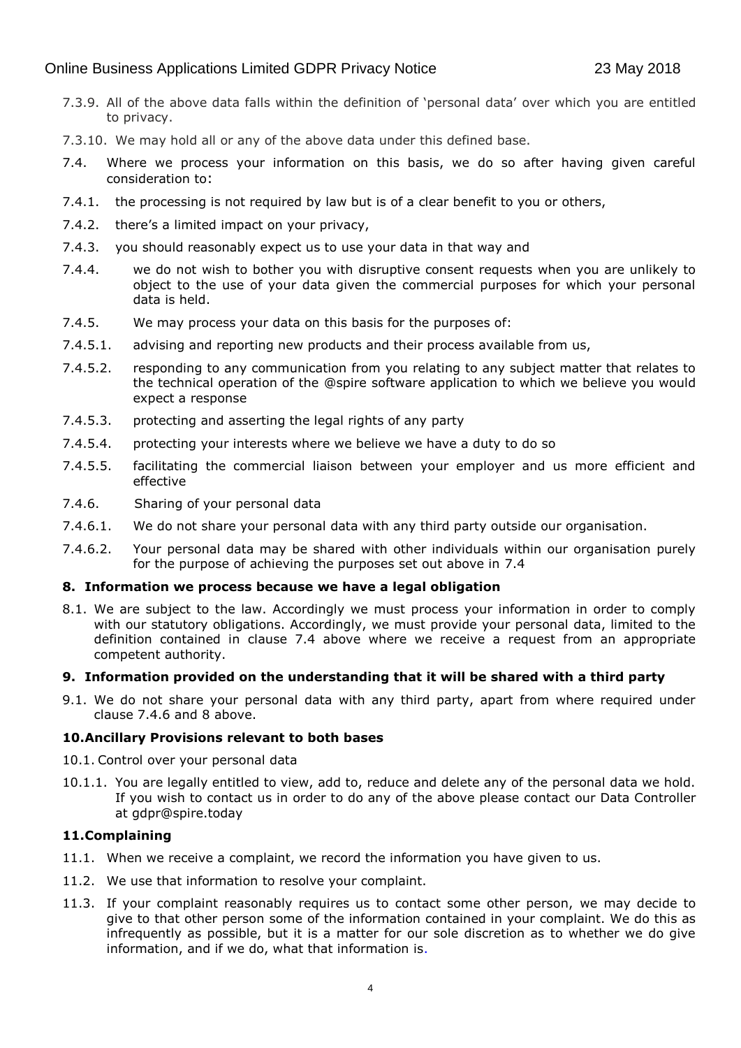7.3.9. All of the above data falls within the definition of 'personal data' over which you are entitled to privacy.

7.3.10. We may hold all or any of the above data under this defined base.

7.4. Where we process your information on this basis, we do so after having given careful consideration to:

7.4.1. the processing is not required by law but is of a clear benefit to you or others,

7.4.2. there's a limited impact on your privacy,

7.4.3. you should reasonably expect us to use your data in that way and

7.4.4. we do not wish to bother you with disruptive consent requests when you are unlikely to object to the use of your data given the commercial purposes for which your personal data is held.

7.4.5. We may process your data on this basis for the purposes of:

7.4.5.1. advising and reporting new products and their process available from us,

7.4.5.2. responding to any communication from you relating to any subject matter that relates to the technical operation of the @spire software application to which we believe you would expect a response

7.4.5.3. protecting and asserting the legal rights of any party

7.4.5.4. protecting your interests where we believe we have a duty to do so

7.4.5.5. facilitating the commercial liaison between your employer and us more efficient and effective

7.4.6. Sharing of your personal data

7.4.6.1. We do not share your personal data with any third party outside our organisation.

7.4.6.2. Your personal data may be shared with other individuals within our organisation purely for the purpose of achieving the purposes set out above in 7.4

## 8. Information we process because we have a legal obligation

8.1. We are subject to the law. Accordingly we must process your information in order to comply with our statutory obligations. Accordingly, we must provide your personal data, limited to the definition contained in clause 7.4 above where we receive a request from an appropriate competent authority.

## 9. Information provided on the understanding that it will be shared with a third party

9.1. We do not share your personal data with any third party, apart from where required under clause 7.4.6 and 8 above.

## 10. Ancillary Provisions relevant to both bases

10.1. Control over your personal data

10.1.1. You are legally entitled to view, add to, reduce and delete any of the personal data we hold. If you wish to contact us in order to do any of the above please contact our Data Controller at gdpr@spire.today

## 11. Complaining

11.1. When we receive a complaint, we record the information you have given to us.

11.2. We use that information to resolve your complaint.

11.3. If your complaint reasonably requires us to contact some other person, we may decide to give to that other person some of the information contained in your complaint. We do this as infrequently as possible, but it is a matter for our sole discretion as to whether we do give information, and if we do, what that information is.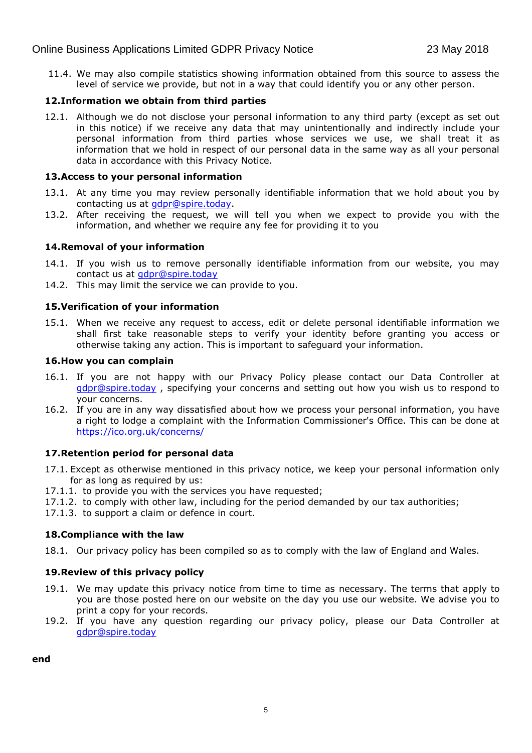11.4. We may also compile statistics showing information obtained from this source to assess the level of service we provide, but not in a way that could identify you or any other person.

### 12. Information we obtain from third parties

12.1. Although we do not disclose your personal information to any third party (except as set out in this notice) if we receive any data that may unintentionally and indirectly include your personal information from third parties whose services we use, we shall treat it as information that we hold in respect of our personal data in the same way as all your personal data in accordance with this Privacy Notice.

### 13. Access to your personal information

13.1. At any time you may review personally identifiable information that we hold about you by contacting us at gdpr@spire.today.

13.2. After receiving the request, we will tell you when we expect to provide you with the information, and whether we require any fee for providing it to you

### 14. Removal of your information

14.1. If you wish us to remove personally identifiable information from our website, you may contact us at gdpr@spire.today

14.2. This may limit the service we can provide to you.

### 15. Verification of your information

15.1. When we receive any request to access, edit or delete personal identifiable information we shall first take reasonable steps to verify your identity before granting you access or otherwise taking any action. This is important to safeguard your information.

### 16. How you can complain

16.1. If you are not happy with our Privacy Policy please contact our Data Controller at gdpr@spire.today , specifying your concerns and setting out how you wish us to respond to your concerns.

16.2. If you are in any way dissatisfied about how we process your personal information, you have a right to lodge a complaint with the Information Commissioner's Office. This can be done at https://ico.org.uk/concerns/

### 17. Retention period for personal data

17.1. Except as otherwise mentioned in this privacy notice, we keep your personal information only for as long as required by us:

17.1.1. to provide you with the services you have requested;

17.1.2. to comply with other law, including for the period demanded by our tax authorities;

17.1.3. to support a claim or defence in court.

### 18. Compliance with the law

18.1. Our privacy policy has been compiled so as to comply with the law of England and Wales.

### 19. Review of this privacy policy

19.1. We may update this privacy notice from time to time as necessary. The terms that apply to you are those posted here on our website on the day you use our website. We advise you to print a copy for your records.

19.2. If you have any question regarding our privacy policy, please our Data Controller at gdpr@spire.today

**end**